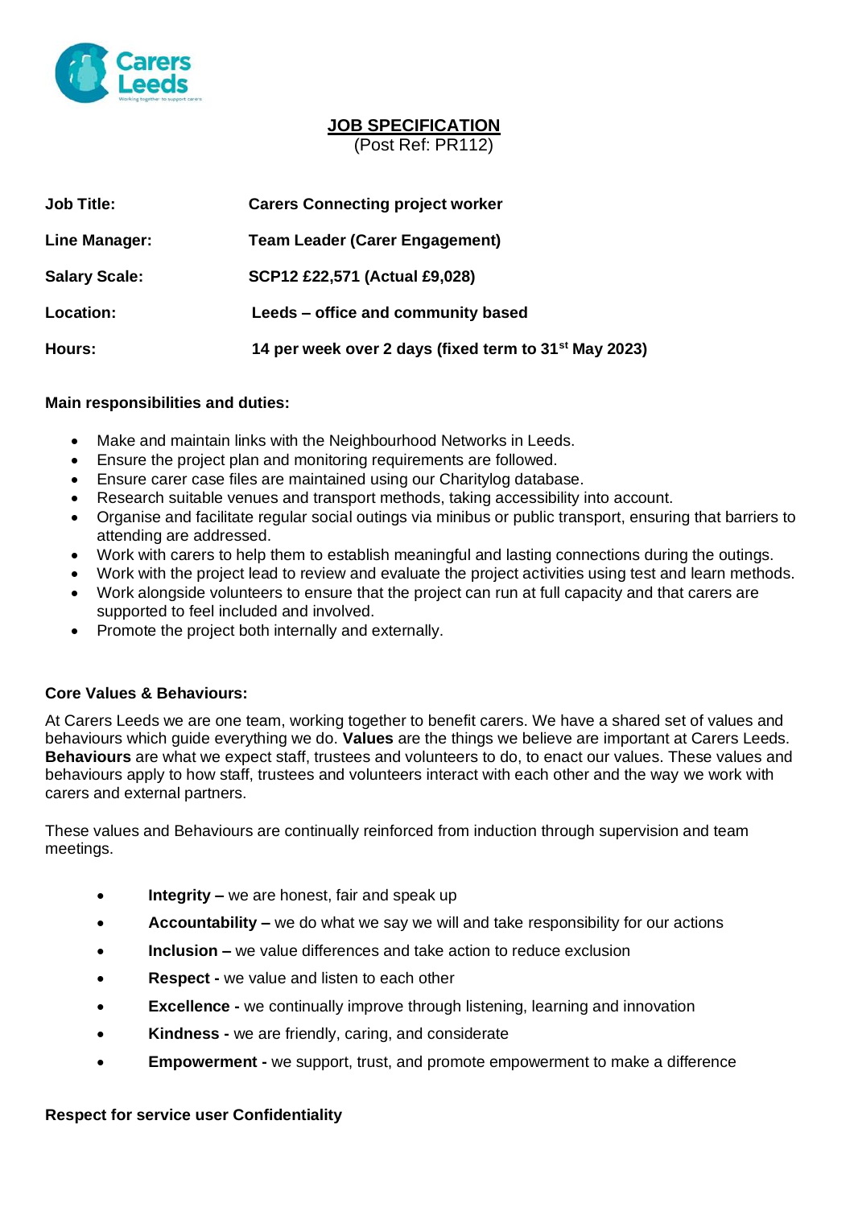# JOB SPECIFICATION

(Post Ref: PR112)

| | |
|---|---|
| **Job Title:** | **Carers Connecting project worker** |
| **Line Manager:** | **Team Leader (Carer Engagement)** |
| **Salary Scale:** | **SCP12 £22,571 (Actual £9,028)** |
| **Location:** | **Leeds – office and community based** |
| **Hours:** | **14 per week over 2 days (fixed term to 31st May 2023)** |

**Main responsibilities and duties:**

- Make and maintain links with the Neighbourhood Networks in Leeds.
- Ensure the project plan and monitoring requirements are followed.
- Ensure carer case files are maintained using our Charitylog database.
- Research suitable venues and transport methods, taking accessibility into account.
- Organise and facilitate regular social outings via minibus or public transport, ensuring that barriers to attending are addressed.
- Work with carers to help them to establish meaningful and lasting connections during the outings.
- Work with the project lead to review and evaluate the project activities using test and learn methods.
- Work alongside volunteers to ensure that the project can run at full capacity and that carers are supported to feel included and involved.
- Promote the project both internally and externally.

**Core Values & Behaviours:**

At Carers Leeds we are one team, working together to benefit carers. We have a shared set of values and behaviours which guide everything we do. **Values** are the things we believe are important at Carers Leeds. **Behaviours** are what we expect staff, trustees and volunteers to do, to enact our values. These values and behaviours apply to how staff, trustees and volunteers interact with each other and the way we work with carers and external partners.

These values and Behaviours are continually reinforced from induction through supervision and team meetings.

- **Integrity –** we are honest, fair and speak up
- **Accountability –** we do what we say we will and take responsibility for our actions
- **Inclusion –** we value differences and take action to reduce exclusion
- **Respect -** we value and listen to each other
- **Excellence -** we continually improve through listening, learning and innovation
- **Kindness -** we are friendly, caring, and considerate
- **Empowerment -** we support, trust, and promote empowerment to make a difference

**Respect for service user Confidentiality**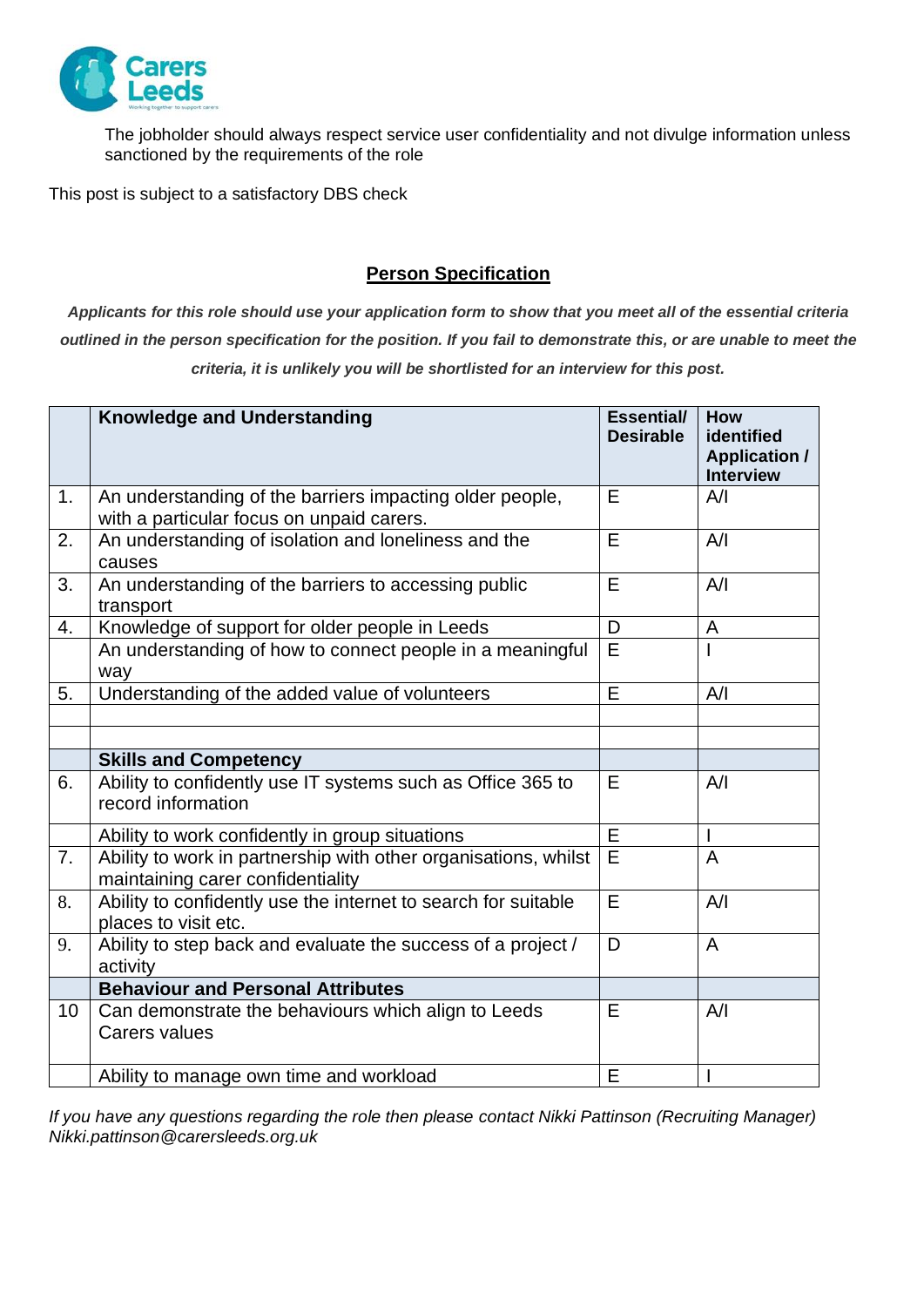The jobholder should always respect service user confidentiality and not divulge information unless sanctioned by the requirements of the role

This post is subject to a satisfactory DBS check

## Person Specification

***Applicants for this role should use your application form to show that you meet all of the essential criteria outlined in the person specification for the position. If you fail to demonstrate this, or are unable to meet the criteria, it is unlikely you will be shortlisted for an interview for this post.***

| | Knowledge and Understanding | Essential/ Desirable | How identified Application / Interview |
|---|---|---|---|
| 1. | An understanding of the barriers impacting older people, with a particular focus on unpaid carers. | E | A/I |
| 2. | An understanding of isolation and loneliness and the causes | E | A/I |
| 3. | An understanding of the barriers to accessing public transport | E | A/I |
| 4. | Knowledge of support for older people in Leeds | D | A |
| | An understanding of how to connect people in a meaningful way | E | I |
| 5. | Understanding of the added value of volunteers | E | A/I |
| | | | |
| | | | |
| | **Skills and Competency** | | |
| 6. | Ability to confidently use IT systems such as Office 365 to record information | E | A/I |
| | Ability to work confidently in group situations | E | I |
| 7. | Ability to work in partnership with other organisations, whilst maintaining carer confidentiality | E | A |
| 8. | Ability to confidently use the internet to search for suitable places to visit etc. | E | A/I |
| 9. | Ability to step back and evaluate the success of a project / activity | D | A |
| | **Behaviour and Personal Attributes** | | |
| 10 | Can demonstrate the behaviours which align to Leeds Carers values | E | A/I |
| | Ability to manage own time and workload | E | I |

*If you have any questions regarding the role then please contact Nikki Pattinson (Recruiting Manager) Nikki.pattinson@carersleeds.org.uk*